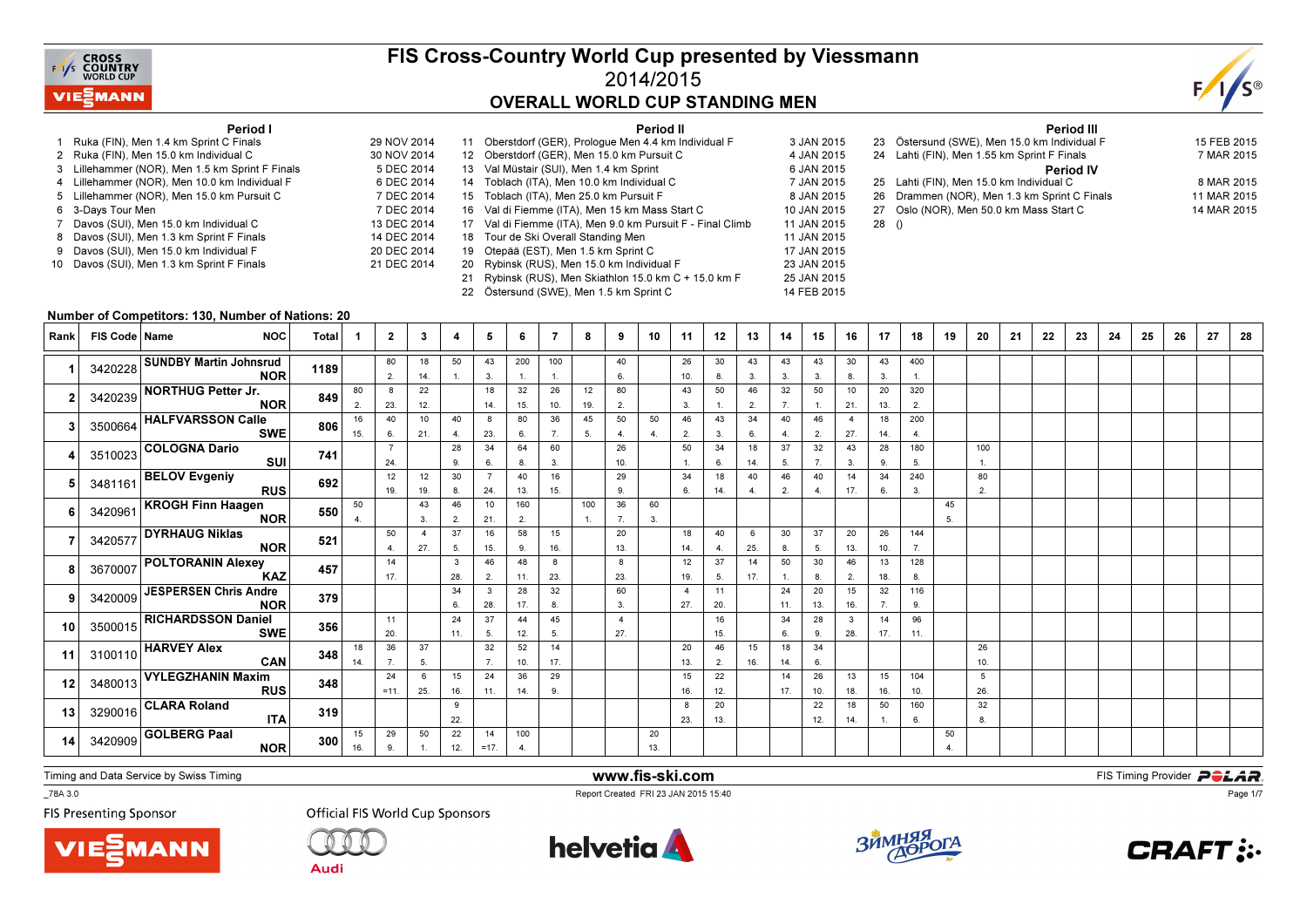# FIS Cross-Country World Cup presented by Viessmann

## 2014/2015

## OVERALL WORLD CUP STANDING MEN

### Period I

1 Ruka (FIN), Men 1.4 km Sprint C Finals — 29 NOV 2014
2 Ruka (FIN), Men 15.0 km Individual C — 30 NOV 2014
3 Lillehammer (NOR), Men 1.5 km Sprint F Finals — 5 DEC 2014
4 Lillehammer (NOR), Men 10.0 km Individual F — 6 DEC 2014
5 Lillehammer (NOR), Men 15.0 km Pursuit C — 7 DEC 2014
6 3-Days Tour Men — 7 DEC 2014
7 Davos (SUI), Men 15.0 km Individual C — 13 DEC 2014
8 Davos (SUI), Men 1.3 km Sprint F Finals — 14 DEC 2014
9 Davos (SUI), Men 15.0 km Individual F — 20 DEC 2014
10 Davos (SUI), Men 1.3 km Sprint F Finals — 21 DEC 2014

### Period II

11 Oberstdorf (GER), Prologue Men 4.4 km Individual F — 3 JAN 2015
12 Oberstdorf (GER), Men 15.0 km Pursuit C — 4 JAN 2015
13 Val Müstair (SUI), Men 1.4 km Sprint — 6 JAN 2015
14 Toblach (ITA), Men 10.0 km Individual C — 7 JAN 2015
15 Toblach (ITA), Men 25.0 km Pursuit F — 8 JAN 2015
16 Val di Fiemme (ITA), Men 15 km Mass Start C — 10 JAN 2015
17 Val di Fiemme (ITA), Men 9.0 km Pursuit F - Final Climb — 11 JAN 2015
18 Tour de Ski Overall Standing Men — 11 JAN 2015
19 Otepää (EST), Men 1.5 km Sprint C — 17 JAN 2015
20 Rybinsk (RUS), Men 15.0 km Individual F — 23 JAN 2015
21 Rybinsk (RUS), Men Skiathlon 15.0 km C + 15.0 km F — 25 JAN 2015
22 Östersund (SWE), Men 1.5 km Sprint C — 14 FEB 2015

### Period III

23 Östersund (SWE), Men 15.0 km Individual F — 15 FEB 2015
24 Lahti (FIN), Men 1.55 km Sprint F Finals — 7 MAR 2015

### Period IV

25 Lahti (FIN), Men 15.0 km Individual C — 8 MAR 2015
26 Drammen (NOR), Men 1.3 km Sprint C Finals — 11 MAR 2015
27 Oslo (NOR), Men 50.0 km Mass Start C — 14 MAR 2015
28 ()

**Number of Competitors: 130, Number of Nations: 20**

| Rank | FIS Code | Name | NOC | Total | 1 | 2 | 3 | 4 | 5 | 6 | 7 | 8 | 9 | 10 | 11 | 12 | 13 | 14 | 15 | 16 | 17 | 18 | 19 | 20 | 21 | 22 | 23 | 24 | 25 | 26 | 27 | 28 |
|---|---|---|---|---|---|---|---|---|---|---|---|---|---|---|---|---|---|---|---|---|---|---|---|---|---|---|---|---|---|---|---|---|
| 1 | 3420228 | SUNDBY Martin Johnsrud | NOR | 1189 | | 80 2. | 18 14. | 50 1. | 43 3. | 200 1. | 100 1. | | 40 6. | | 26 10. | 30 8. | 43 3. | 43 3. | 43 3. | 30 8. | 43 3. | 400 1. | | | | | | | | | | |
| 2 | 3420239 | NORTHUG Petter Jr. | NOR | 849 | 80 2. | 8 23. | 22 12. | | 18 14. | 32 15. | 26 10. | 12 19. | 80 2. | | 43 3. | 50 1. | 46 2. | 32 7. | 50 1. | 10 21. | 20 13. | 320 2. | | | | | | | | | | |
| 3 | 3500664 | HALFVARSSON Calle | SWE | 806 | 16 15. | 40 6. | 10 21. | 40 4. | 8 23. | 80 6. | 36 7. | 45 5. | 50 4. | 50 4. | 46 2. | 43 3. | 34 6. | 40 4. | 46 2. | 4 27. | 18 14. | 200 4. | | | | | | | | | | |
| 4 | 3510023 | COLOGNA Dario | SUI | 741 | | 7 24. | | 28 9. | 34 6. | 64 8. | 60 3. | | 26 10. | | 50 1. | 34 6. | 18 14. | 37 5. | 32 7. | 43 3. | 28 9. | 180 5. | | 100 1. | | | | | | | | |
| 5 | 3481161 | BELOV Evgeniy | RUS | 692 | | 12 19. | 12 19. | 30 8. | 7 24. | 40 13. | 16 15. | | 29 9. | | 34 6. | 18 14. | 40 4. | 46 2. | 40 4. | 14 17. | 34 6. | 240 3. | | 80 2. | | | | | | | | |
| 6 | 3420961 | KROGH Finn Haagen | NOR | 550 | 50 4. | | 43 3. | 46 2. | 10 21. | 160 2. | | 100 1. | 36 7. | 60 3. | | | | | | | | | 45 5. | | | | | | | | | |
| 7 | 3420577 | DYRHAUG Niklas | NOR | 521 | | 50 4. | 4 27. | 37 5. | 16 15. | 58 9. | 15 16. | | 20 13. | | 18 14. | 40 4. | 6 25. | 30 8. | 37 5. | 20 13. | 26 10. | 144 7. | | | | | | | | | | |
| 8 | 3670007 | POLTORANIN Alexey | KAZ | 457 | | 14 17. | | 3 28. | 46 2. | 48 11. | 8 23. | | 8 23. | | 12 19. | 37 5. | 14 17. | 50 1. | 30 8. | 46 2. | 13 18. | 128 8. | | | | | | | | | | |
| 9 | 3420009 | JESPERSEN Chris Andre | NOR | 379 | | | | 34 6. | 3 28. | 28 17. | 32 8. | | 60 3. | | 4 27. | 11 20. | | 24 11. | 20 13. | 15 16. | 32 7. | 116 9. | | | | | | | | | | |
| 10 | 3500015 | RICHARDSSON Daniel | SWE | 356 | | 11 20. | | 24 11. | 37 5. | 44 12. | 45 5. | | 4 27. | | | 16 15. | | 34 6. | 28 9. | 3 28. | 14 17. | 96 11. | | | | | | | | | | |
| 11 | 3100110 | HARVEY Alex | CAN | 348 | 18 14. | 36 7. | 37 5. | | 32 7. | 52 10. | 14 17. | | | | 20 13. | 46 2. | 15 16. | 18 14. | 34 6. | | | | | 26 10. | | | | | | | | |
| 12 | 3480013 | VYLEGZHANIN Maxim | RUS | 348 | | 24 =11. | 6 25. | 15 16. | 24 11. | 36 14. | 29 9. | | | | 15 16. | 22 12. | | 14 17. | 26 10. | 13 18. | 15 16. | 104 10. | | 5 26. | | | | | | | | |
| 13 | 3290016 | CLARA Roland | ITA | 319 | | | | 9 22. | | | | | | | 8 23. | 20 13. | | | 22 12. | 18 14. | 50 1. | 160 6. | | 32 8. | | | | | | | | |
| 14 | 3420909 | GOLBERG Paal | NOR | 300 | 15 16. | 29 9. | 50 1. | 22 12. | 14 =17. | 100 4. | | | | 20 13. | | | | | | | | | 50 4. | | | | | | | | | |

Timing and Data Service by Swiss Timing

www.fis-ski.com

FIS Timing Provider POLAR

_78A 3.0

Report Created FRI 23 JAN 2015 15:40

FIS Presenting Sponsor

Official FIS World Cup Sponsors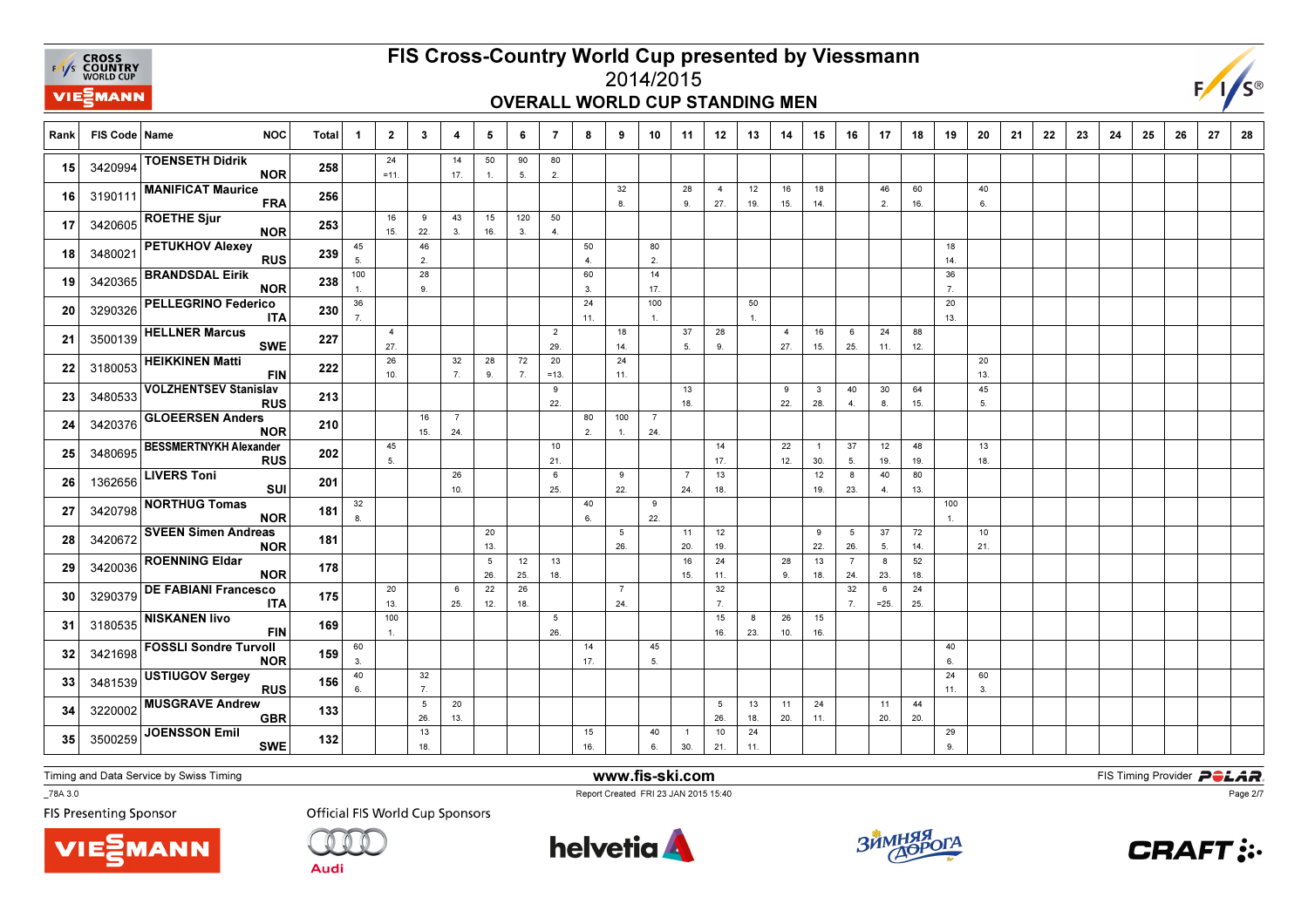# FIS Cross-Country World Cup presented by Viessmann

## 2014/2015

## OVERALL WORLD CUP STANDING MEN

| Rank | FIS Code | Name | NOC | Total | 1 | 2 | 3 | 4 | 5 | 6 | 7 | 8 | 9 | 10 | 11 | 12 | 13 | 14 | 15 | 16 | 17 | 18 | 19 | 20 | 21 | 22 | 23 | 24 | 25 | 26 | 27 | 28 |
|---|---|---|---|---|---|---|---|---|---|---|---|---|---|---|---|---|---|---|---|---|---|---|---|---|---|---|---|---|---|---|---|---|
| 15 | 3420994 | TOENSETH Didrik | NOR | 258 | | 24 =11. | | 14 17. | 50 1. | 90 5. | 80 2. | | | | | | | | | | | | | | | | | | | | | |
| 16 | 3190111 | MANIFICAT Maurice | FRA | 256 | | | | | | | | | 32 8. | | 28 9. | 4 27. | 12 19. | 16 15. | 18 14. | | 46 2. | 60 16. | | 40 6. | | | | | | | | |
| 17 | 3420605 | ROETHE Sjur | NOR | 253 | | 16 15. | 9 22. | 43 3. | 15 16. | 120 3. | 50 4. | | | | | | | | | | | | | | | | | | | | | |
| 18 | 3480021 | PETUKHOV Alexey | RUS | 239 | 45 5. | | 46 2. | | | | | 50 4. | | 80 2. | | | | | | | | | 18 14. | | | | | | | | | |
| 19 | 3420365 | BRANDSDAL Eirik | NOR | 238 | 100 1. | | 28 9. | | | | | 60 3. | | 14 17. | | | | | | | | | 36 7. | | | | | | | | | |
| 20 | 3290326 | PELLEGRINO Federico | ITA | 230 | 36 7. | | | | | | | 24 11. | | 100 1. | | | 50 1. | | | | | | 20 13. | | | | | | | | | |
| 21 | 3500139 | HELLNER Marcus | SWE | 227 | | 4 27. | | | | | 2 29. | | 18 14. | | 37 5. | 28 9. | | 4 27. | 16 15. | 6 25. | 24 11. | 88 12. | | | | | | | | | | |
| 22 | 3180053 | HEIKKINEN Matti | FIN | 222 | | 26 10. | | 32 7. | 28 9. | 72 7. | 20 =13. | | 24 11. | | | | | | | | | | | 20 13. | | | | | | | | |
| 23 | 3480533 | VOLZHENTSEV Stanislav | RUS | 213 | | | | | | | 9 22. | | | | 13 18. | | | 9 22. | 3 28. | 40 4. | 30 8. | 64 15. | | 45 5. | | | | | | | | |
| 24 | 3420376 | GLOEERSEN Anders | NOR | 210 | | | 16 15. | 7 24. | | | | 80 2. | 100 1. | 7 24. | | | | | | | | | | | | | | | | | | |
| 25 | 3480695 | BESSMERTNYKH Alexander | RUS | 202 | | 45 5. | | | | | 10 21. | | | | | 14 17. | | 22 12. | 1 30. | 37 5. | 12 19. | 48 19. | | 13 18. | | | | | | | | |
| 26 | 1362656 | LIVERS Toni | SUI | 201 | | | | 26 10. | | | 6 25. | | 9 22. | | 7 24. | 13 18. | | | 12 19. | 8 23. | 40 4. | 80 13. | | | | | | | | | | |
| 27 | 3420798 | NORTHUG Tomas | NOR | 181 | 32 8. | | | | | | | 40 6. | | 9 22. | | | | | | | | | 100 1. | | | | | | | | | |
| 28 | 3420672 | SVEEN Simen Andreas | NOR | 181 | | | | | 20 13. | | | | 5 26. | | 11 20. | 12 19. | | | 9 22. | 5 26. | 37 5. | 72 14. | | 10 21. | | | | | | | | |
| 29 | 3420036 | ROENNING Eldar | NOR | 178 | | | | | 5 26. | 12 25. | 13 18. | | | | 16 15. | 24 11. | | 28 9. | 13 18. | 7 24. | 8 23. | 52 18. | | | | | | | | | | |
| 30 | 3290379 | DE FABIANI Francesco | ITA | 175 | | 20 13. | | 6 25. | 22 12. | 26 18. | | | 7 24. | | | 32 7. | | | | 32 7. | 6 =25. | 24 25. | | | | | | | | | | |
| 31 | 3180535 | NISKANEN Iivo | FIN | 169 | | 100 1. | | | | | 5 26. | | | | | 15 16. | 8 23. | 26 10. | 15 16. | | | | | | | | | | | | | |
| 32 | 3421698 | FOSSLI Sondre Turvoll | NOR | 159 | 60 3. | | | | | | | 14 17. | | 45 5. | | | | | | | | | 40 6. | | | | | | | | | |
| 33 | 3481539 | USTIUGOV Sergey | RUS | 156 | 40 6. | | 32 7. | | | | | | | | | | | | | | | | 24 11. | 60 3. | | | | | | | | |
| 34 | 3220002 | MUSGRAVE Andrew | GBR | 133 | | | 5 26. | 20 13. | | | | | | | | 5 26. | 13 18. | 11 20. | 24 11. | | 11 20. | 44 20. | | | | | | | | | | |
| 35 | 3500259 | JOENSSON Emil | SWE | 132 | | | 13 18. | | | | | 15 16. | | 40 6. | 1 30. | 10 21. | 24 11. | | | | | | 29 9. | | | | | | | | | |

Timing and Data Service by Swiss Timing

www.fis-ski.com

FIS Timing Provider POLAR

_78A 3.0

Report Created FRI 23 JAN 2015 15:40

FIS Presenting Sponsor

Official FIS World Cup Sponsors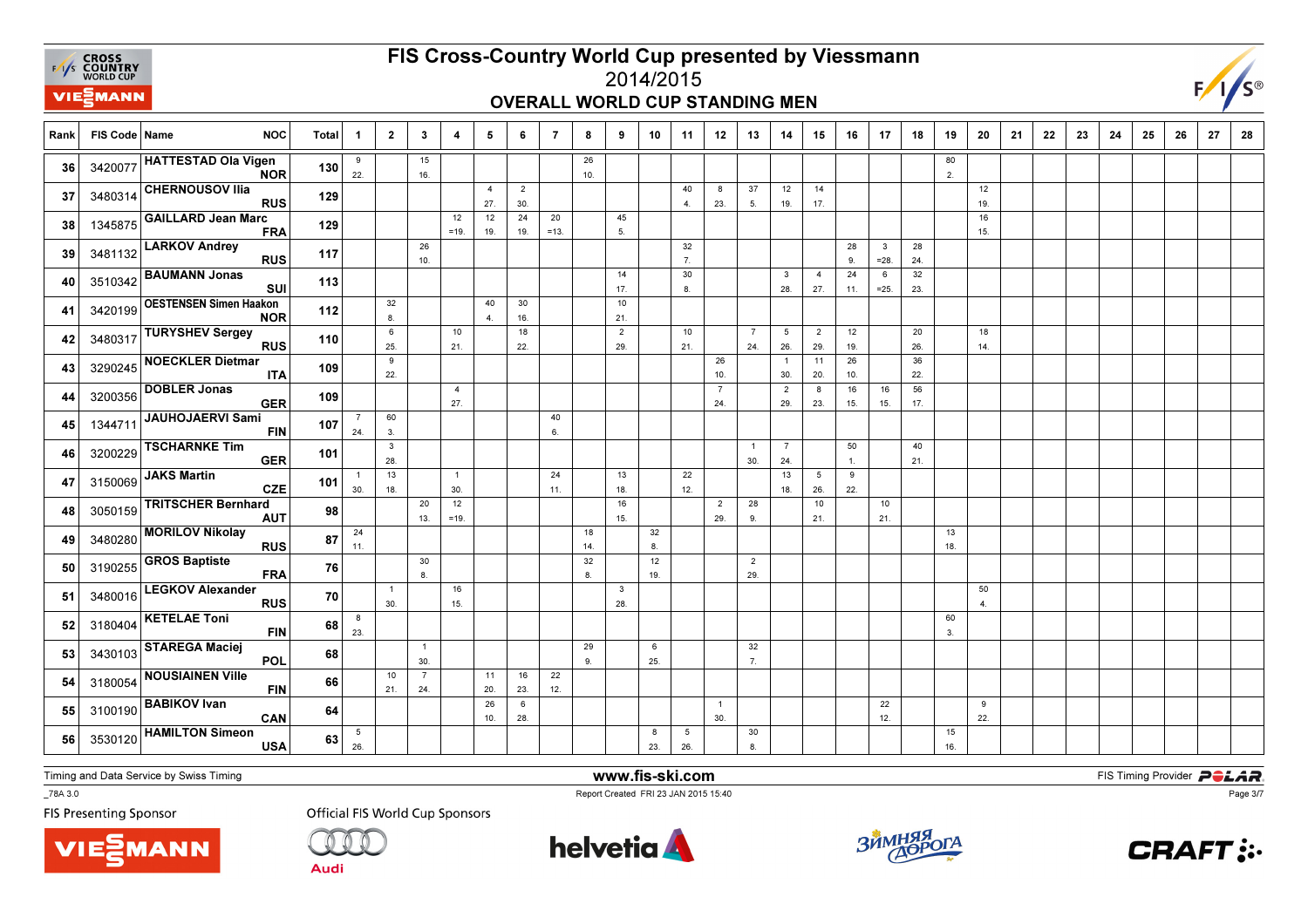# FIS Cross-Country World Cup presented by Viessmann

## 2014/2015

### OVERALL WORLD CUP STANDING MEN

| Rank | FIS Code | Name | NOC | Total | 1 | 2 | 3 | 4 | 5 | 6 | 7 | 8 | 9 | 10 | 11 | 12 | 13 | 14 | 15 | 16 | 17 | 18 | 19 | 20 | 21 | 22 | 23 | 24 | 25 | 26 | 27 | 28 |
|---|---|---|---|---|---|---|---|---|---|---|---|---|---|---|---|---|---|---|---|---|---|---|---|---|---|---|---|---|---|---|---|---|
| 36 | 3420077 | HATTESTAD Ola Vigen | NOR | 130 | 9 22. | | 15 16. | | | | | 26 10. | | | | | | | | | | | 80 2. | | | | | | | | | |
| 37 | 3480314 | CHERNOUSOV Ilia | RUS | 129 | | | | | 4 27. | 2 30. | | | | | 40 4. | 8 23. | 37 5. | 12 19. | 14 17. | | | | | 12 19. | | | | | | | | |
| 38 | 1345875 | GAILLARD Jean Marc | FRA | 129 | | | | 12 =19. | 12 19. | 24 19. | 20 =13. | | 45 5. | | | | | | | | | | | 16 15. | | | | | | | | |
| 39 | 3481132 | LARKOV Andrey | RUS | 117 | | | 26 10. | | | | | | | | 32 7. | | | | | 28 9. | 3 =28. | 28 24. | | | | | | | | | | |
| 40 | 3510342 | BAUMANN Jonas | SUI | 113 | | | | | | | | | 14 17. | | 30 8. | | | 3 28. | 4 27. | 24 11. | 6 =25. | 32 23. | | | | | | | | | | |
| 41 | 3420199 | OESTENSEN Simen Haakon | NOR | 112 | | 32 8. | | | 40 4. | 30 16. | | | 10 21. | | | | | | | | | | | | | | | | | | | |
| 42 | 3480317 | TURYSHEV Sergey | RUS | 110 | | 6 25. | | 10 21. | | 18 22. | | | 2 29. | | 10 21. | | 7 24. | 5 26. | 2 29. | 12 19. | | 20 26. | | 18 14. | | | | | | | | |
| 43 | 3290245 | NOECKLER Dietmar | ITA | 109 | | 9 22. | | | | | | | | | | 26 10. | | 1 30. | 11 20. | 26 10. | | 36 22. | | | | | | | | | | |
| 44 | 3200356 | DOBLER Jonas | GER | 109 | | | | 4 27. | | | | | | | | 7 24. | | 2 29. | 8 23. | 16 15. | 16 15. | 56 17. | | | | | | | | | | |
| 45 | 1344711 | JAUHOJAERVI Sami | FIN | 107 | 7 24. | 60 3. | | | | | 40 6. | | | | | | | | | | | | | | | | | | | | | |
| 46 | 3200229 | TSCHARNKE Tim | GER | 101 | | 3 28. | | | | | | | | | | | 1 30. | 7 24. | | 50 1. | | 40 21. | | | | | | | | | | |
| 47 | 3150069 | JAKS Martin | CZE | 101 | 1 30. | 13 18. | | 1 30. | | | 24 11. | | 13 18. | | 22 12. | | | 13 18. | 5 26. | 9 22. | | | | | | | | | | | | |
| 48 | 3050159 | TRITSCHER Bernhard | AUT | 98 | | | 20 13. | 12 =19. | | | | | 16 15. | | | 2 29. | 28 9. | | 10 21. | | 10 21. | | | | | | | | | | | |
| 49 | 3480280 | MORILOV Nikolay | RUS | 87 | 24 11. | | | | | | | 18 14. | | 32 8. | | | | | | | | | 13 18. | | | | | | | | | |
| 50 | 3190255 | GROS Baptiste | FRA | 76 | | | 30 8. | | | | | 32 8. | | 12 19. | | | 2 29. | | | | | | | | | | | | | | | |
| 51 | 3480016 | LEGKOV Alexander | RUS | 70 | | 1 30. | | 16 15. | | | | | 3 28. | | | | | | | | | | | 50 4. | | | | | | | | |
| 52 | 3180404 | KETELAE Toni | FIN | 68 | 8 23. | | | | | | | | | | | | | | | | | | 60 3. | | | | | | | | | |
| 53 | 3430103 | STAREGA Maciej | POL | 68 | | | 1 30. | | | | | 29 9. | | 6 25. | | | 32 7. | | | | | | | | | | | | | | | |
| 54 | 3180054 | NOUSIAINEN Ville | FIN | 66 | | 10 21. | 7 24. | | 11 20. | 16 23. | 22 12. | | | | | | | | | | | | | | | | | | | | | |
| 55 | 3100190 | BABIKOV Ivan | CAN | 64 | | | | | 26 10. | 6 28. | | | | | | 1 30. | | | | | 22 12. | | | 9 22. | | | | | | | | |
| 56 | 3530120 | HAMILTON Simeon | USA | 63 | 5 26. | | | | | | | | | 8 23. | 5 26. | | 30 8. | | | | | | 15 16. | | | | | | | | | |

Timing and Data Service by Swiss Timing

www.fis-ski.com

FIS Timing Provider POLAR

_78A 3.0

Report Created FRI 23 JAN 2015 15:40

FIS Presenting Sponsor

Official FIS World Cup Sponsors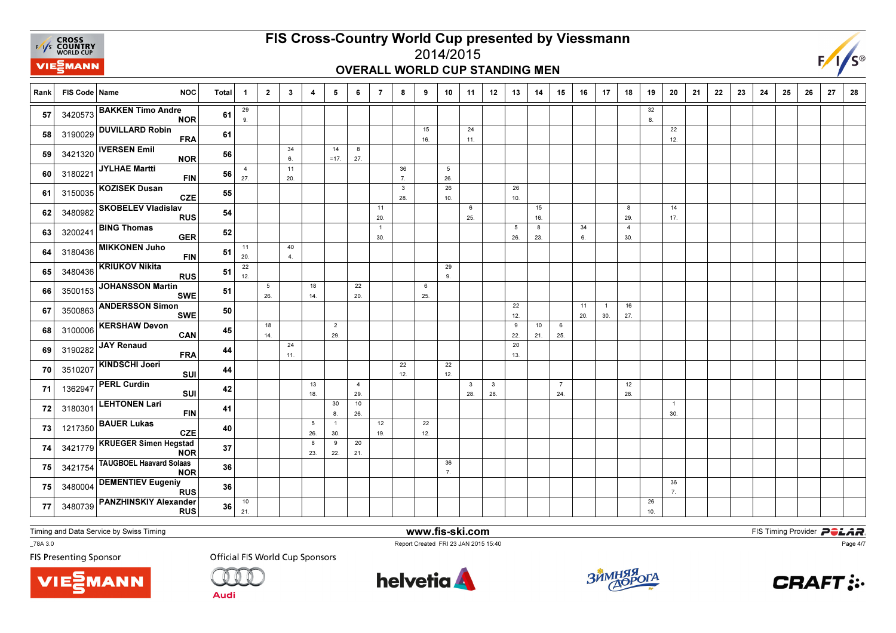# FIS Cross-Country World Cup presented by Viessmann

## 2014/2015

## OVERALL WORLD CUP STANDING MEN

| Rank | FIS Code | Name | NOC | Total | 1 | 2 | 3 | 4 | 5 | 6 | 7 | 8 | 9 | 10 | 11 | 12 | 13 | 14 | 15 | 16 | 17 | 18 | 19 | 20 | 21 | 22 | 23 | 24 | 25 | 26 | 27 | 28 |
|---|---|---|---|---|---|---|---|---|---|---|---|---|---|---|---|---|---|---|---|---|---|---|---|---|---|---|---|---|---|---|---|---|
| 57 | 3420573 | BAKKEN Timo Andre | NOR | 61 | 29 9. | | | | | | | | | | | | | | | | | | 32 8. | | | | | | | | | |
| 58 | 3190029 | DUVILLARD Robin | FRA | 61 | | | | | | | | | 15 16. | | 24 11. | | | | | | | | | 22 12. | | | | | | | | |
| 59 | 3421320 | IVERSEN Emil | NOR | 56 | | | 34 6. | | 14 =17. | 8 27. | | | | | | | | | | | | | | | | | | | | | | |
| 60 | 3180221 | JYLHAE Martti | FIN | 56 | 4 27. | | 11 20. | | | | | 36 7. | | 5 26. | | | | | | | | | | | | | | | | | | |
| 61 | 3150035 | KOZISEK Dusan | CZE | 55 | | | | | | | | 3 28. | | 26 10. | | | 26 10. | | | | | | | | | | | | | | | |
| 62 | 3480982 | SKOBELEV Vladislav | RUS | 54 | | | | | | | 11 20. | | | | 6 25. | | | 15 16. | | | | 8 29. | | 14 17. | | | | | | | | |
| 63 | 3200241 | BING Thomas | GER | 52 | | | | | | | 1 30. | | | | | | 5 26. | 8 23. | | 34 6. | | 4 30. | | | | | | | | | | |
| 64 | 3180436 | MIKKONEN Juho | FIN | 51 | 11 20. | | 40 4. | | | | | | | | | | | | | | | | | | | | | | | | | |
| 65 | 3480436 | KRIUKOV Nikita | RUS | 51 | 22 12. | | | | | | | | | 29 9. | | | | | | | | | | | | | | | | | | |
| 66 | 3500153 | JOHANSSON Martin | SWE | 51 | | 5 26. | | 18 14. | | 22 20. | | | 6 25. | | | | | | | | | | | | | | | | | | | |
| 67 | 3500863 | ANDERSSON Simon | SWE | 50 | | | | | | | | | | | | | 22 12. | | | 11 20. | 1 30. | 16 27. | | | | | | | | | | |
| 68 | 3100006 | KERSHAW Devon | CAN | 45 | | 18 14. | | | 2 29. | | | | | | | | 9 22. | 10 21. | 6 25. | | | | | | | | | | | | | |
| 69 | 3190282 | JAY Renaud | FRA | 44 | | | 24 11. | | | | | | | | | | 20 13. | | | | | | | | | | | | | | | |
| 70 | 3510207 | KINDSCHI Joeri | SUI | 44 | | | | | | | | 22 12. | | 22 12. | | | | | | | | | | | | | | | | | | |
| 71 | 1362947 | PERL Curdin | SUI | 42 | | | | 13 18. | | 4 29. | | | | | 3 28. | 3 28. | | | 7 24. | | | 12 28. | | | | | | | | | | |
| 72 | 3180301 | LEHTONEN Lari | FIN | 41 | | | | | 30 8. | 10 26. | | | | | | | | | | | | | | 1 30. | | | | | | | | |
| 73 | 1217350 | BAUER Lukas | CZE | 40 | | | | 5 26. | 1 30. | | 12 19. | | 22 12. | | | | | | | | | | | | | | | | | | | |
| 74 | 3421779 | KRUEGER Simen Hegstad | NOR | 37 | | | | 8 23. | 9 22. | 20 21. | | | | | | | | | | | | | | | | | | | | | | |
| 75 | 3421754 | TAUGBOEL Haavard Solaas | NOR | 36 | | | | | | | | | | 36 7. | | | | | | | | | | | | | | | | | | |
| 75 | 3480004 | DEMENTIEV Eugeniy | RUS | 36 | | | | | | | | | | | | | | | | | | | | 36 7. | | | | | | | | |
| 77 | 3480739 | PANZHINSKIY Alexander | RUS | 36 | 10 21. | | | | | | | | | | | | | | | | | | 26 10. | | | | | | | | | |

Timing and Data Service by Swiss Timing — www.fis-ski.com — FIS Timing Provider POLAR

_78A 3.0 — Report Created FRI 23 JAN 2015 15:40

FIS Presenting Sponsor: Viessmann — Official FIS World Cup Sponsors: Audi, helvetia, Зимняя Дорога, CRAFT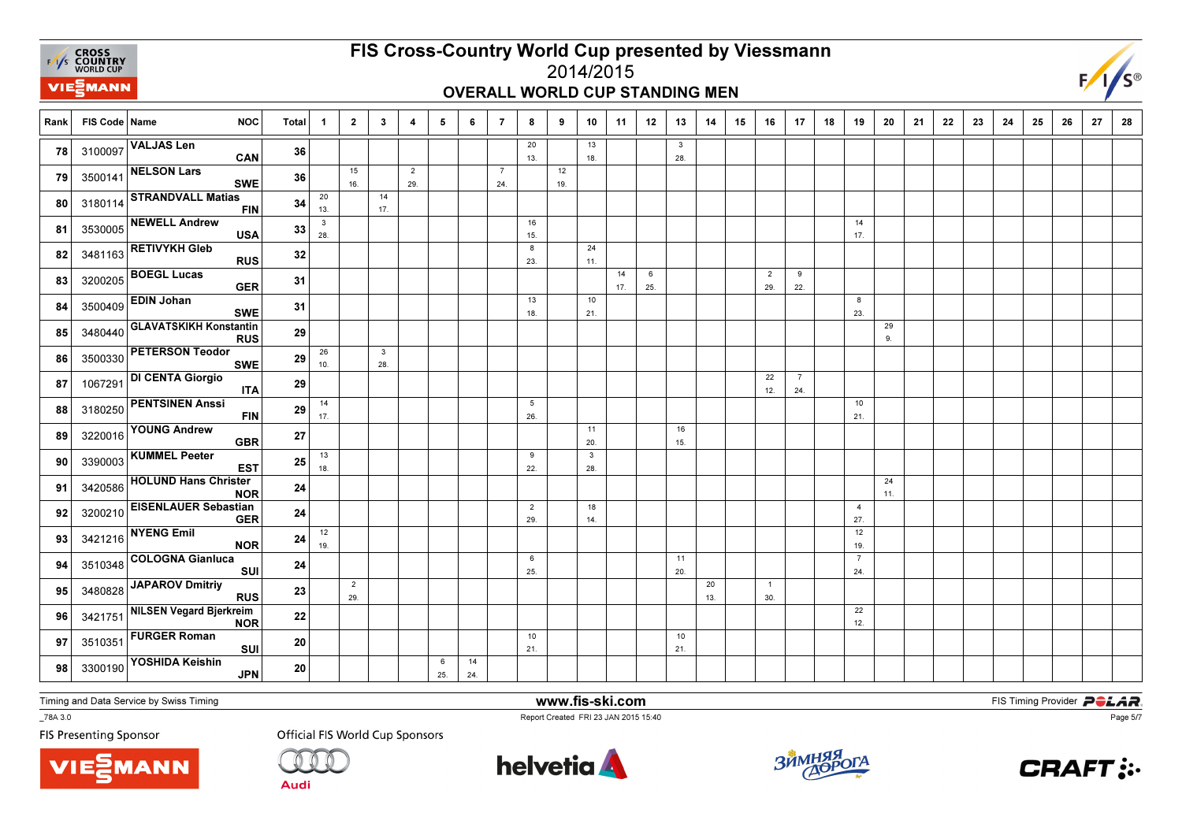# FIS Cross-Country World Cup presented by Viessmann

## 2014/2015

## OVERALL WORLD CUP STANDING MEN

| Rank | FIS Code | Name | NOC | Total | 1 | 2 | 3 | 4 | 5 | 6 | 7 | 8 | 9 | 10 | 11 | 12 | 13 | 14 | 15 | 16 | 17 | 18 | 19 | 20 | 21 | 22 | 23 | 24 | 25 | 26 | 27 | 28 |
|---|---|---|---|---|---|---|---|---|---|---|---|---|---|---|---|---|---|---|---|---|---|---|---|---|---|---|---|---|---|---|---|---|
| 78 | 3100097 | VALJAS Len | CAN | 36 | | | | | | | | 20 13. | | 13 18. | | | 3 28. | | | | | | | | | | | | | | | |
| 79 | 3500141 | NELSON Lars | SWE | 36 | | 15 16. | | 2 29. | | | 7 24. | | 12 19. | | | | | | | | | | | | | | | | | | | |
| 80 | 3180114 | STRANDVALL Matias | FIN | 34 | 20 13. | | 14 17. | | | | | | | | | | | | | | | | | | | | | | | | | |
| 81 | 3530005 | NEWELL Andrew | USA | 33 | 3 28. | | | | | | | 16 15. | | | | | | | | | | | 14 17. | | | | | | | | | |
| 82 | 3481163 | RETIVYKH Gleb | RUS | 32 | | | | | | | | 8 23. | | 24 11. | | | | | | | | | | | | | | | | | | |
| 83 | 3200205 | BOEGL Lucas | GER | 31 | | | | | | | | | | | 14 17. | 6 25. | | | | 2 29. | 9 22. | | | | | | | | | | | |
| 84 | 3500409 | EDIN Johan | SWE | 31 | | | | | | | | 13 18. | | 10 21. | | | | | | | | | 8 23. | | | | | | | | | |
| 85 | 3480440 | GLAVATSKIKH Konstantin | RUS | 29 | | | | | | | | | | | | | | | | | | | | 29 9. | | | | | | | | |
| 86 | 3500330 | PETERSON Teodor | SWE | 29 | 26 10. | | 3 28. | | | | | | | | | | | | | | | | | | | | | | | | | |
| 87 | 1067291 | DI CENTA Giorgio | ITA | 29 | | | | | | | | | | | | | | | | 22 12. | 7 24. | | | | | | | | | | | |
| 88 | 3180250 | PENTSINEN Anssi | FIN | 29 | 14 17. | | | | | | | 5 26. | | | | | | | | | | | 10 21. | | | | | | | | | |
| 89 | 3220016 | YOUNG Andrew | GBR | 27 | | | | | | | | | | 11 20. | | | 16 15. | | | | | | | | | | | | | | | |
| 90 | 3390003 | KUMMEL Peeter | EST | 25 | 13 18. | | | | | | | 9 22. | | 3 28. | | | | | | | | | | | | | | | | | | |
| 91 | 3420586 | HOLUND Hans Christer | NOR | 24 | | | | | | | | | | | | | | | | | | | | 24 11. | | | | | | | | |
| 92 | 3200210 | EISENLAUER Sebastian | GER | 24 | | | | | | | | 2 29. | | 18 14. | | | | | | | | | 4 27. | | | | | | | | | |
| 93 | 3421216 | NYENG Emil | NOR | 24 | 12 19. | | | | | | | | | | | | | | | | | | 12 19. | | | | | | | | | |
| 94 | 3510348 | COLOGNA Gianluca | SUI | 24 | | | | | | | | 6 25. | | | | | 11 20. | | | | | | 7 24. | | | | | | | | | |
| 95 | 3480828 | JAPAROV Dmitriy | RUS | 23 | | 2 29. | | | | | | | | | | | | 20 13. | | 1 30. | | | | | | | | | | | | |
| 96 | 3421751 | NILSEN Vegard Bjerkreim | NOR | 22 | | | | | | | | | | | | | | | | | | | 22 12. | | | | | | | | | |
| 97 | 3510351 | FURGER Roman | SUI | 20 | | | | | | | | 10 21. | | | | | 10 21. | | | | | | | | | | | | | | | |
| 98 | 3300190 | YOSHIDA Keishin | JPN | 20 | | | | | 6 25. | 14 24. | | | | | | | | | | | | | | | | | | | | | | |

Timing and Data Service by Swiss Timing — www.fis-ski.com — FIS Timing Provider POLAR

_78A 3.0 — Report Created FRI 23 JAN 2015 15:40

FIS Presenting Sponsor: VIESSMANN — Official FIS World Cup Sponsors: Audi, helvetia, Зимняя Дорога, CRAFT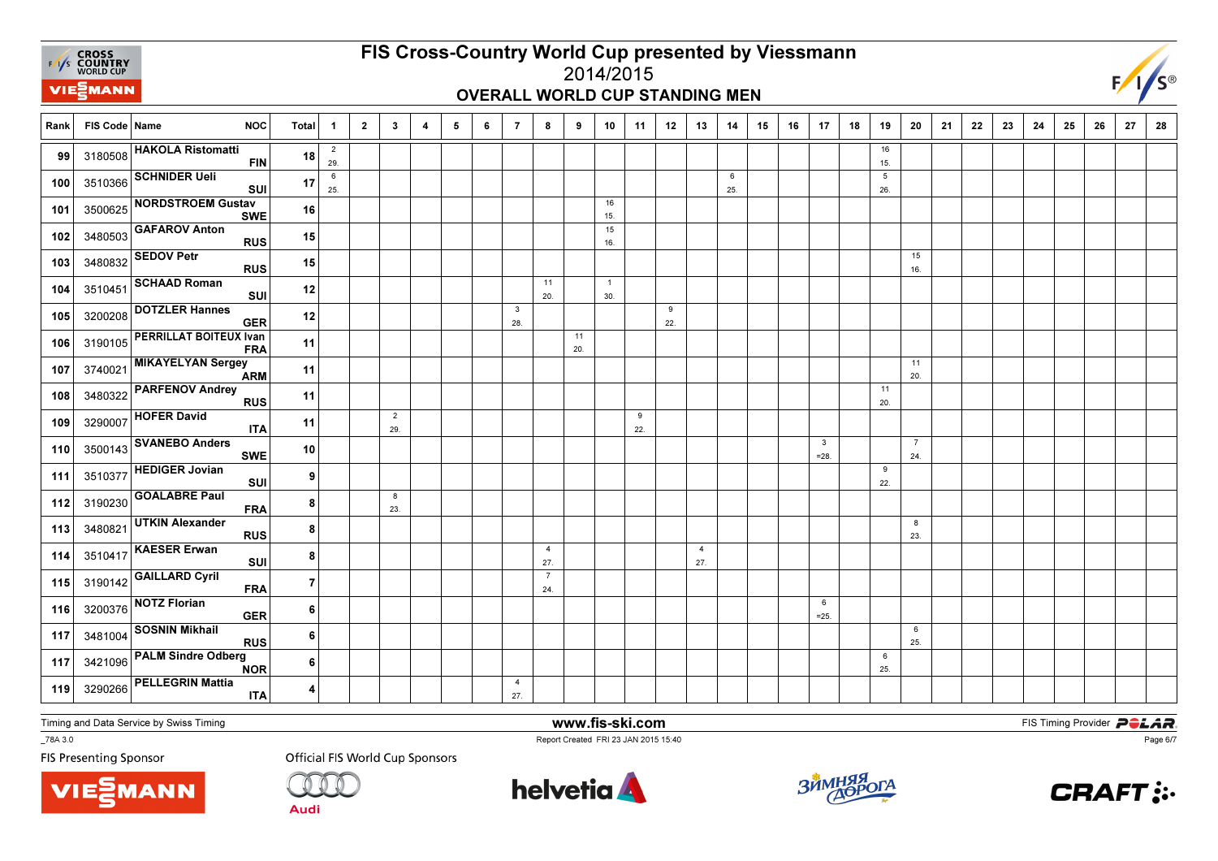# FIS Cross-Country World Cup presented by Viessmann

## 2014/2015

### OVERALL WORLD CUP STANDING MEN

| Rank | FIS Code | Name | NOC | Total | 1 | 2 | 3 | 4 | 5 | 6 | 7 | 8 | 9 | 10 | 11 | 12 | 13 | 14 | 15 | 16 | 17 | 18 | 19 | 20 | 21 | 22 | 23 | 24 | 25 | 26 | 27 | 28 |
|---|---|---|---|---|---|---|---|---|---|---|---|---|---|---|---|---|---|---|---|---|---|---|---|---|---|---|---|---|---|---|---|---|
| 99 | 3180508 | HAKOLA Ristomatti | FIN | 18 | 2 29. | | | | | | | | | | | | | | | | | | 16 15. | | | | | | | | | |
| 100 | 3510366 | SCHNIDER Ueli | SUI | 17 | 6 25. | | | | | | | | | | | | | 6 25. | | | | | 5 26. | | | | | | | | | |
| 101 | 3500625 | NORDSTROEM Gustav | SWE | 16 | | | | | | | | | | 16 15. | | | | | | | | | | | | | | | | | | |
| 102 | 3480503 | GAFAROV Anton | RUS | 15 | | | | | | | | | | 15 16. | | | | | | | | | | | | | | | | | | |
| 103 | 3480832 | SEDOV Petr | RUS | 15 | | | | | | | | | | | | | | | | | | | | 15 16. | | | | | | | | |
| 104 | 3510451 | SCHAAD Roman | SUI | 12 | | | | | | | | 11 20. | | 1 30. | | | | | | | | | | | | | | | | | | |
| 105 | 3200208 | DOTZLER Hannes | GER | 12 | | | | | | | 3 28. | | | | | 9 22. | | | | | | | | | | | | | | | | |
| 106 | 3190105 | PERRILLAT BOITEUX Ivan | FRA | 11 | | | | | | | | | 11 20. | | | | | | | | | | | | | | | | | | | |
| 107 | 3740021 | MIKAYELYAN Sergey | ARM | 11 | | | | | | | | | | | | | | | | | | | | 11 20. | | | | | | | | |
| 108 | 3480322 | PARFENOV Andrey | RUS | 11 | | | | | | | | | | | | | | | | | | | 11 20. | | | | | | | | | |
| 109 | 3290007 | HOFER David | ITA | 11 | | | 2 29. | | | | | | | | 9 22. | | | | | | | | | | | | | | | | | |
| 110 | 3500143 | SVANEBO Anders | SWE | 10 | | | | | | | | | | | | | | | | | 3 =28. | | | 7 24. | | | | | | | | |
| 111 | 3510377 | HEDIGER Jovian | SUI | 9 | | | | | | | | | | | | | | | | | | | 9 22. | | | | | | | | | |
| 112 | 3190230 | GOALABRE Paul | FRA | 8 | | | 8 23. | | | | | | | | | | | | | | | | | | | | | | | | | |
| 113 | 3480821 | UTKIN Alexander | RUS | 8 | | | | | | | | | | | | | | | | | | | | 8 23. | | | | | | | | |
| 114 | 3510417 | KAESER Erwan | SUI | 8 | | | | | | | | 4 27. | | | | | 4 27. | | | | | | | | | | | | | | | |
| 115 | 3190142 | GAILLARD Cyril | FRA | 7 | | | | | | | | 7 24. | | | | | | | | | | | | | | | | | | | | |
| 116 | 3200376 | NOTZ Florian | GER | 6 | | | | | | | | | | | | | | | | | 6 =25. | | | | | | | | | | | |
| 117 | 3481004 | SOSNIN Mikhail | RUS | 6 | | | | | | | | | | | | | | | | | | | | 6 25. | | | | | | | | |
| 117 | 3421096 | PALM Sindre Odberg | NOR | 6 | | | | | | | | | | | | | | | | | | | 6 25. | | | | | | | | | |
| 119 | 3290266 | PELLEGRIN Mattia | ITA | 4 | | | | | | | 4 27. | | | | | | | | | | | | | | | | | | | | | |

Timing and Data Service by Swiss Timing

www.fis-ski.com

_78A 3.0

Report Created FRI 23 JAN 2015 15:40

FIS Timing Provider POLAR

FIS Presenting Sponsor

Official FIS World Cup Sponsors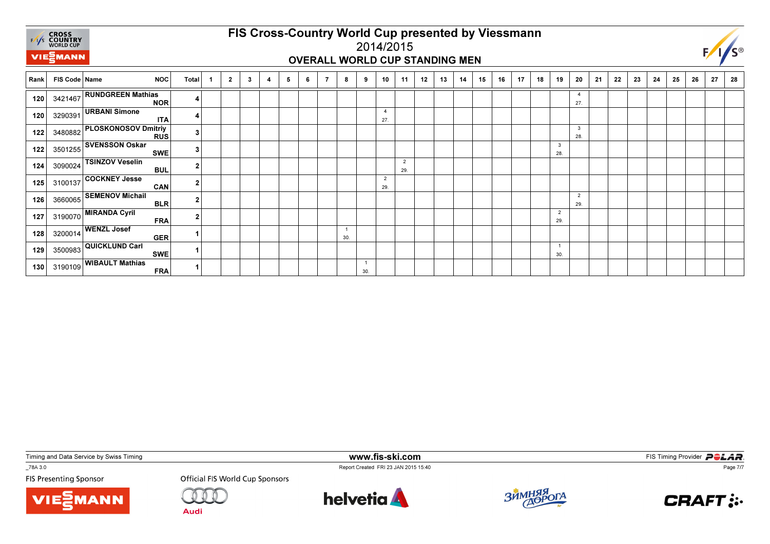# FIS Cross-Country World Cup presented by Viessmann

## 2014/2015

## OVERALL WORLD CUP STANDING MEN

| Rank | FIS Code | Name | NOC | Total | 1 | 2 | 3 | 4 | 5 | 6 | 7 | 8 | 9 | 10 | 11 | 12 | 13 | 14 | 15 | 16 | 17 | 18 | 19 | 20 | 21 | 22 | 23 | 24 | 25 | 26 | 27 | 28 |
|---|---|---|---|---|---|---|---|---|---|---|---|---|---|---|---|---|---|---|---|---|---|---|---|---|---|---|---|---|---|---|---|---|
| 120 | 3421467 | RUNDGREEN Mathias | NOR | 4 | | | | | | | | | | | | | | | | | | | | 4 27. | | | | | | | | |
| 120 | 3290391 | URBANI Simone | ITA | 4 | | | | | | | | | | 4 27. | | | | | | | | | | | | | | | | | | |
| 122 | 3480882 | PLOSKONOSOV Dmitriy | RUS | 3 | | | | | | | | | | | | | | | | | | | | 3 28. | | | | | | | | |
| 122 | 3501255 | SVENSSON Oskar | SWE | 3 | | | | | | | | | | | | | | | | | | | 3 28. | | | | | | | | | |
| 124 | 3090024 | TSINZOV Veselin | BUL | 2 | | | | | | | | | | | 2 29. | | | | | | | | | | | | | | | | | |
| 125 | 3100137 | COCKNEY Jesse | CAN | 2 | | | | | | | | | | 2 29. | | | | | | | | | | | | | | | | | | |
| 126 | 3660065 | SEMENOV Michail | BLR | 2 | | | | | | | | | | | | | | | | | | | | 2 29. | | | | | | | | |
| 127 | 3190070 | MIRANDA Cyril | FRA | 2 | | | | | | | | | | | | | | | | | | | 2 29. | | | | | | | | | |
| 128 | 3200014 | WENZL Josef | GER | 1 | | | | | | | | 1 30. | | | | | | | | | | | | | | | | | | | | |
| 129 | 3500983 | QUICKLUND Carl | SWE | 1 | | | | | | | | | | | | | | | | | | | 1 30. | | | | | | | | | |
| 130 | 3190109 | WIBAULT Mathias | FRA | 1 | | | | | | | | | 1 30. | | | | | | | | | | | | | | | | | | | |

Timing and Data Service by Swiss Timing

www.fis-ski.com

FIS Timing Provider POLAR

_78A 3.0

Report Created FRI 23 JAN 2015 15:40

FIS Presenting Sponsor

Official FIS World Cup Sponsors